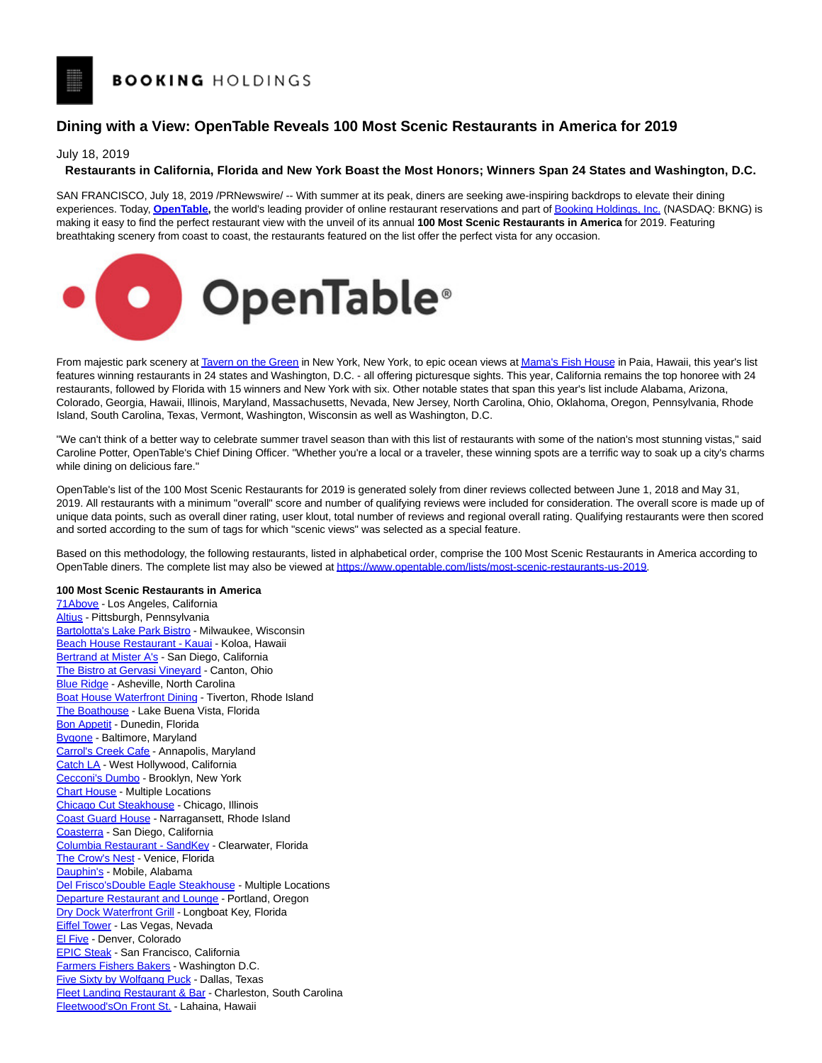# Dining with a View: OpenTable Reveals 100 Most Scenic Restaurants in America for 2019

July 18, 2019

**Restaurants in California, Florida and New York Boast the Most Honors; Winners Span 24 States and Washington, D.C.**

SAN FRANCISCO, July 18, 2019 /PRNewswire/ -- With summer at its peak, diners are seeking awe-inspiring backdrops to elevate their dining experiences. Today, **OpenTable,** the world's leading provider of online restaurant reservations and part of Booking Holdings, Inc. (NASDAQ: BKNG) is making it easy to find the perfect restaurant view with the unveil of its annual **100 Most Scenic Restaurants in America** for 2019. Featuring breathtaking scenery from coast to coast, the restaurants featured on the list offer the perfect vista for any occasion.

From majestic park scenery at Tavern on the Green in New York, New York, to epic ocean views at Mama's Fish House in Paia, Hawaii, this year's list features winning restaurants in 24 states and Washington, D.C. - all offering picturesque sights. This year, California remains the top honoree with 24 restaurants, followed by Florida with 15 winners and New York with six. Other notable states that span this year's list include Alabama, Arizona, Colorado, Georgia, Hawaii, Illinois, Maryland, Massachusetts, Nevada, New Jersey, North Carolina, Ohio, Oklahoma, Oregon, Pennsylvania, Rhode Island, South Carolina, Texas, Vermont, Washington, Wisconsin as well as Washington, D.C.

"We can't think of a better way to celebrate summer travel season than with this list of restaurants with some of the nation's most stunning vistas," said Caroline Potter, OpenTable's Chief Dining Officer. "Whether you're a local or a traveler, these winning spots are a terrific way to soak up a city's charms while dining on delicious fare."

OpenTable's list of the 100 Most Scenic Restaurants for 2019 is generated solely from diner reviews collected between June 1, 2018 and May 31, 2019. All restaurants with a minimum "overall" score and number of qualifying reviews were included for consideration. The overall score is made up of unique data points, such as overall diner rating, user klout, total number of reviews and regional overall rating. Qualifying restaurants were then scored and sorted according to the sum of tags for which "scenic views" was selected as a special feature.

Based on this methodology, the following restaurants, listed in alphabetical order, comprise the 100 Most Scenic Restaurants in America according to OpenTable diners. The complete list may also be viewed at https://www.opentable.com/lists/most-scenic-restaurants-us-2019.

**100 Most Scenic Restaurants in America**

71Above - Los Angeles, California
Altius - Pittsburgh, Pennsylvania
Bartolotta's Lake Park Bistro - Milwaukee, Wisconsin
Beach House Restaurant - Kauai - Koloa, Hawaii
Bertrand at Mister A's - San Diego, California
The Bistro at Gervasi Vineyard - Canton, Ohio
Blue Ridge - Asheville, North Carolina
Boat House Waterfront Dining - Tiverton, Rhode Island
The Boathouse - Lake Buena Vista, Florida
Bon Appetit - Dunedin, Florida
Bygone - Baltimore, Maryland
Carrol's Creek Cafe - Annapolis, Maryland
Catch LA - West Hollywood, California
Cecconi's Dumbo - Brooklyn, New York
Chart House - Multiple Locations
Chicago Cut Steakhouse - Chicago, Illinois
Coast Guard House - Narragansett, Rhode Island
Coasterra - San Diego, California
Columbia Restaurant - SandKey - Clearwater, Florida
The Crow's Nest - Venice, Florida
Dauphin's - Mobile, Alabama
Del Frisco'sDouble Eagle Steakhouse - Multiple Locations
Departure Restaurant and Lounge - Portland, Oregon
Dry Dock Waterfront Grill - Longboat Key, Florida
Eiffel Tower - Las Vegas, Nevada
El Five - Denver, Colorado
EPIC Steak - San Francisco, California
Farmers Fishers Bakers - Washington D.C.
Five Sixty by Wolfgang Puck - Dallas, Texas
Fleet Landing Restaurant & Bar - Charleston, South Carolina
Fleetwood'sOn Front St. - Lahaina, Hawaii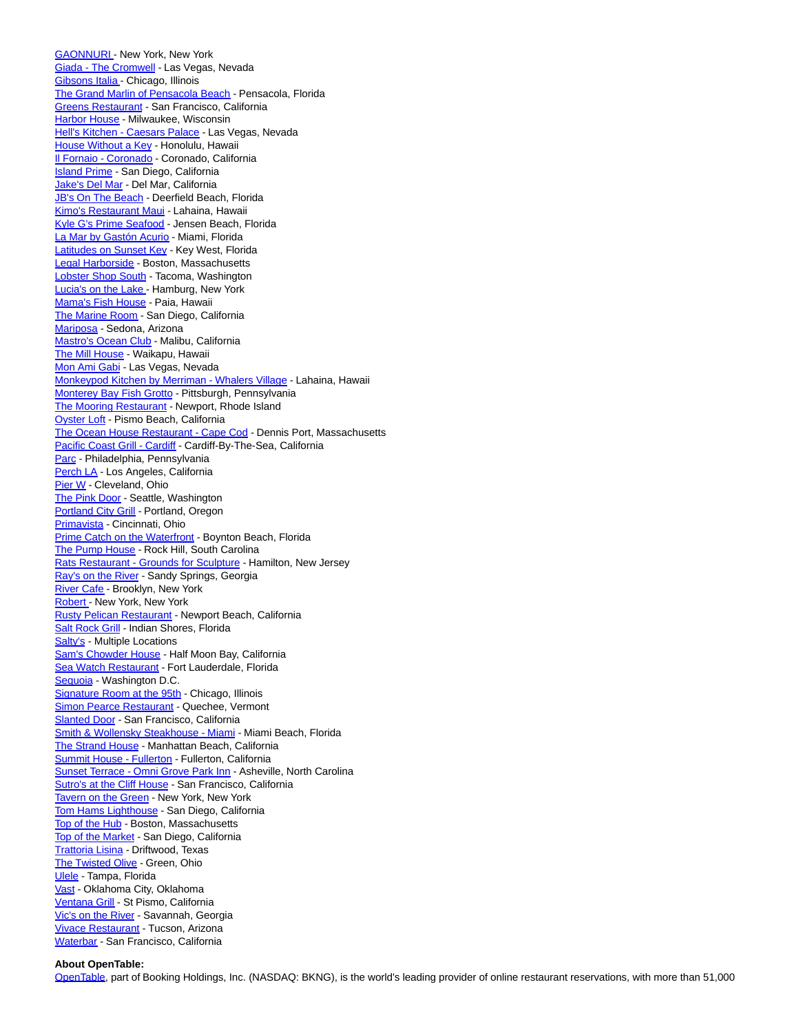GAONNURI - New York, New York
Giada - The Cromwell - Las Vegas, Nevada
Gibsons Italia - Chicago, Illinois
The Grand Marlin of Pensacola Beach - Pensacola, Florida
Greens Restaurant - San Francisco, California
Harbor House - Milwaukee, Wisconsin
Hell's Kitchen - Caesars Palace - Las Vegas, Nevada
House Without a Key - Honolulu, Hawaii
Il Fornaio - Coronado - Coronado, California
Island Prime - San Diego, California
Jake's Del Mar - Del Mar, California
JB's On The Beach - Deerfield Beach, Florida
Kimo's Restaurant Maui - Lahaina, Hawaii
Kyle G's Prime Seafood - Jensen Beach, Florida
La Mar by Gastón Acurio - Miami, Florida
Latitudes on Sunset Key - Key West, Florida
Legal Harborside - Boston, Massachusetts
Lobster Shop South - Tacoma, Washington
Lucia's on the Lake - Hamburg, New York
Mama's Fish House - Paia, Hawaii
The Marine Room - San Diego, California
Mariposa - Sedona, Arizona
Mastro's Ocean Club - Malibu, California
The Mill House - Waikapu, Hawaii
Mon Ami Gabi - Las Vegas, Nevada
Monkeypod Kitchen by Merriman - Whalers Village - Lahaina, Hawaii
Monterey Bay Fish Grotto - Pittsburgh, Pennsylvania
The Mooring Restaurant - Newport, Rhode Island
Oyster Loft - Pismo Beach, California
The Ocean House Restaurant - Cape Cod - Dennis Port, Massachusetts
Pacific Coast Grill - Cardiff - Cardiff-By-The-Sea, California
Parc - Philadelphia, Pennsylvania
Perch LA - Los Angeles, California
Pier W - Cleveland, Ohio
The Pink Door - Seattle, Washington
Portland City Grill - Portland, Oregon
Primavista - Cincinnati, Ohio
Prime Catch on the Waterfront - Boynton Beach, Florida
The Pump House - Rock Hill, South Carolina
Rats Restaurant - Grounds for Sculpture - Hamilton, New Jersey
Ray's on the River - Sandy Springs, Georgia
River Cafe - Brooklyn, New York
Robert - New York, New York
Rusty Pelican Restaurant - Newport Beach, California
Salt Rock Grill - Indian Shores, Florida
Salty's - Multiple Locations
Sam's Chowder House - Half Moon Bay, California
Sea Watch Restaurant - Fort Lauderdale, Florida
Sequoia - Washington D.C.
Signature Room at the 95th - Chicago, Illinois
Simon Pearce Restaurant - Quechee, Vermont
Slanted Door - San Francisco, California
Smith & Wollensky Steakhouse - Miami - Miami Beach, Florida
The Strand House - Manhattan Beach, California
Summit House - Fullerton - Fullerton, California
Sunset Terrace - Omni Grove Park Inn - Asheville, North Carolina
Sutro's at the Cliff House - San Francisco, California
Tavern on the Green - New York, New York
Tom Hams Lighthouse - San Diego, California
Top of the Hub - Boston, Massachusetts
Top of the Market - San Diego, California
Trattoria Lisina - Driftwood, Texas
The Twisted Olive - Green, Ohio
Ulele - Tampa, Florida
Vast - Oklahoma City, Oklahoma
Ventana Grill - St Pismo, California
Vic's on the River - Savannah, Georgia
Vivace Restaurant - Tucson, Arizona
Waterbar - San Francisco, California

**About OpenTable:**
OpenTable, part of Booking Holdings, Inc. (NASDAQ: BKNG), is the world's leading provider of online restaurant reservations, with more than 51,000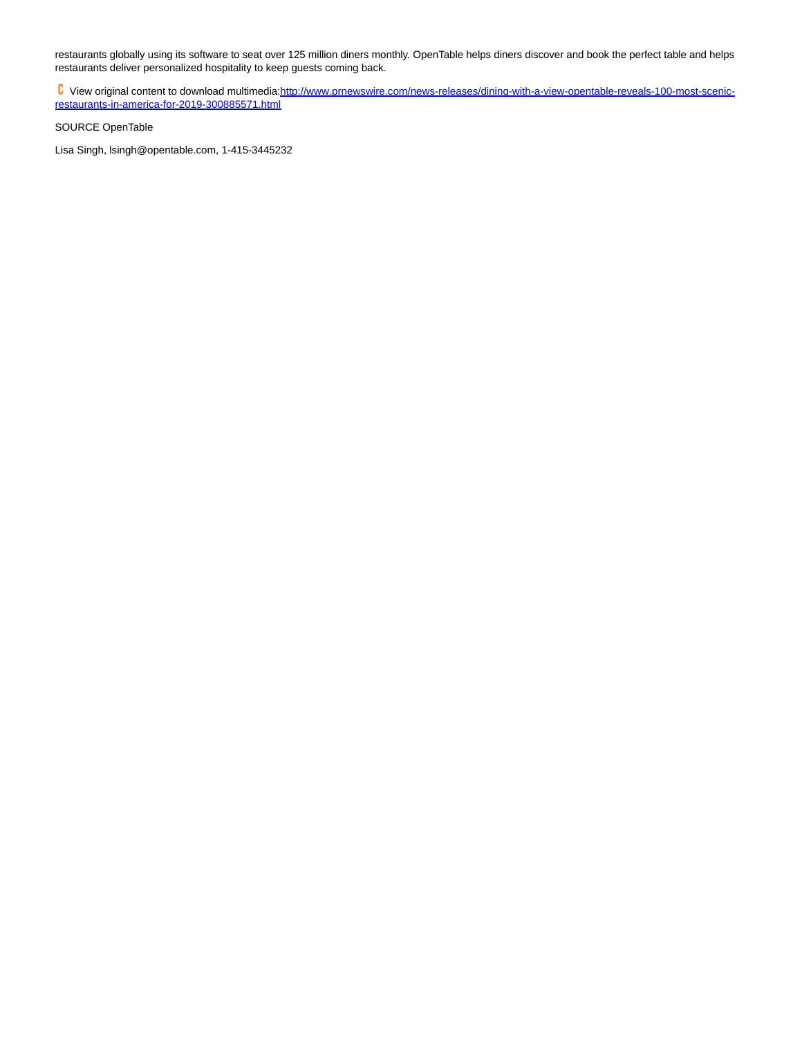restaurants globally using its software to seat over 125 million diners monthly. OpenTable helps diners discover and book the perfect table and helps restaurants deliver personalized hospitality to keep guests coming back.

View original content to download multimedia:[http://www.prnewswire.com/news-releases/dining-with-a-view-opentable-reveals-100-most-scenic-restaurants-in-america-for-2019-300885571.html](http://www.prnewswire.com/news-releases/dining-with-a-view-opentable-reveals-100-most-scenic-restaurants-in-america-for-2019-300885571.html)

SOURCE OpenTable

Lisa Singh, lsingh@opentable.com, 1-415-3445232